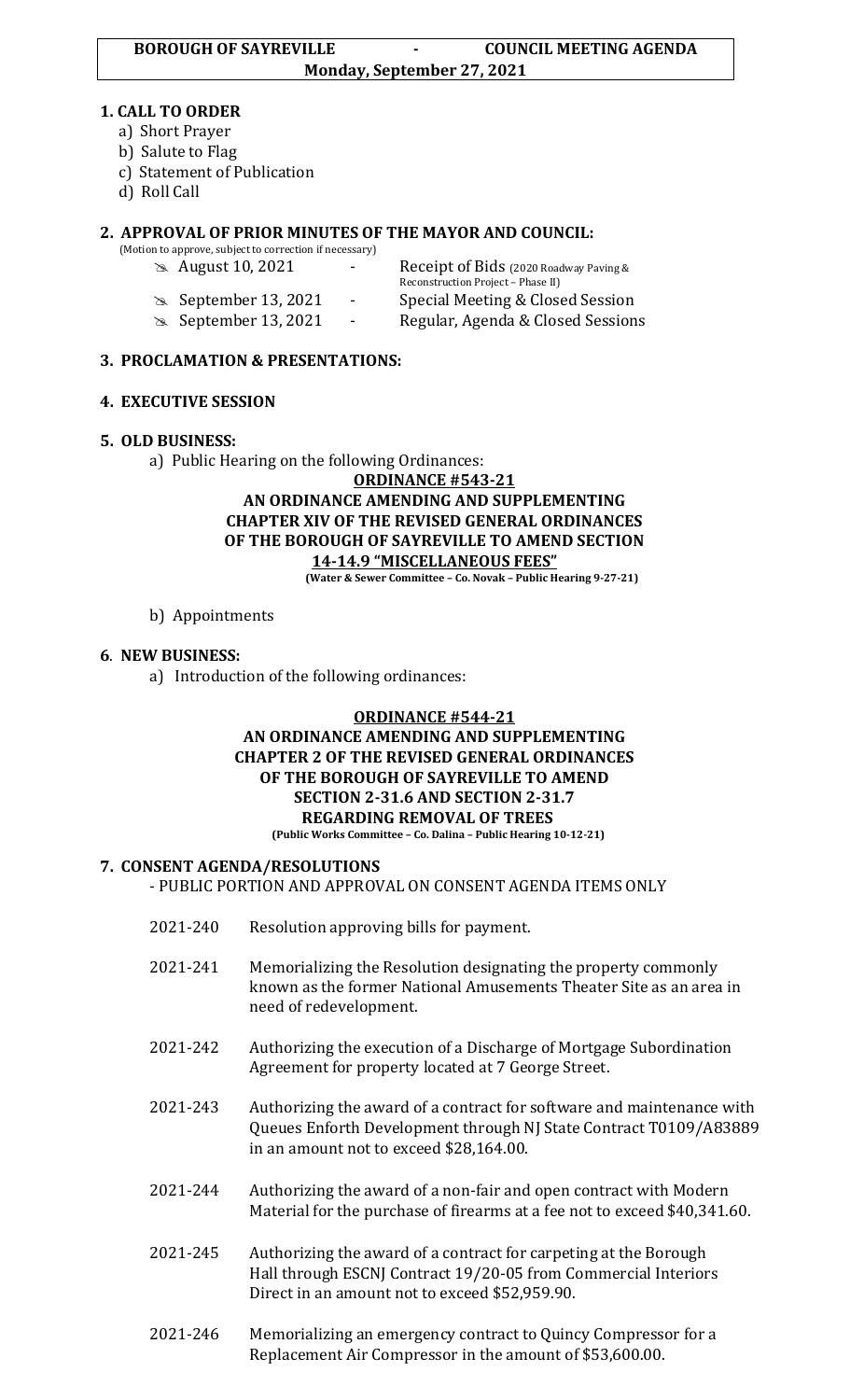**BOROUGH OF SAYREVILLE - COUNCIL MEETING AGENDA**
**Monday, September 27, 2021**

## 1. CALL TO ORDER

a) Short Prayer
b) Salute to Flag
c) Statement of Publication
d) Roll Call

## 2. APPROVAL OF PRIOR MINUTES OF THE MAYOR AND COUNCIL:

(Motion to approve, subject to correction if necessary)

- August 10, 2021 - Receipt of Bids (2020 Roadway Paving & Reconstruction Project – Phase II)
- September 13, 2021 - Special Meeting & Closed Session
- September 13, 2021 - Regular, Agenda & Closed Sessions

## 3. PROCLAMATION & PRESENTATIONS:

## 4. EXECUTIVE SESSION

## 5. OLD BUSINESS:

a) Public Hearing on the following Ordinances:

**ORDINANCE #543-21**
**AN ORDINANCE AMENDING AND SUPPLEMENTING CHAPTER XIV OF THE REVISED GENERAL ORDINANCES OF THE BOROUGH OF SAYREVILLE TO AMEND SECTION 14-14.9 "MISCELLANEOUS FEES"**
**(Water & Sewer Committee – Co. Novak – Public Hearing 9-27-21)**

b) Appointments

## 6. NEW BUSINESS:

a) Introduction of the following ordinances:

**ORDINANCE #544-21**
**AN ORDINANCE AMENDING AND SUPPLEMENTING CHAPTER 2 OF THE REVISED GENERAL ORDINANCES OF THE BOROUGH OF SAYREVILLE TO AMEND SECTION 2-31.6 AND SECTION 2-31.7 REGARDING REMOVAL OF TREES**
**(Public Works Committee – Co. Dalina – Public Hearing 10-12-21)**

## 7. CONSENT AGENDA/RESOLUTIONS

- PUBLIC PORTION AND APPROVAL ON CONSENT AGENDA ITEMS ONLY

2021-240 Resolution approving bills for payment.

2021-241 Memorializing the Resolution designating the property commonly known as the former National Amusements Theater Site as an area in need of redevelopment.

2021-242 Authorizing the execution of a Discharge of Mortgage Subordination Agreement for property located at 7 George Street.

2021-243 Authorizing the award of a contract for software and maintenance with Queues Enforth Development through NJ State Contract T0109/A83889 in an amount not to exceed $28,164.00.

2021-244 Authorizing the award of a non-fair and open contract with Modern Material for the purchase of firearms at a fee not to exceed $40,341.60.

2021-245 Authorizing the award of a contract for carpeting at the Borough Hall through ESCNJ Contract 19/20-05 from Commercial Interiors Direct in an amount not to exceed $52,959.90.

2021-246 Memorializing an emergency contract to Quincy Compressor for a Replacement Air Compressor in the amount of $53,600.00.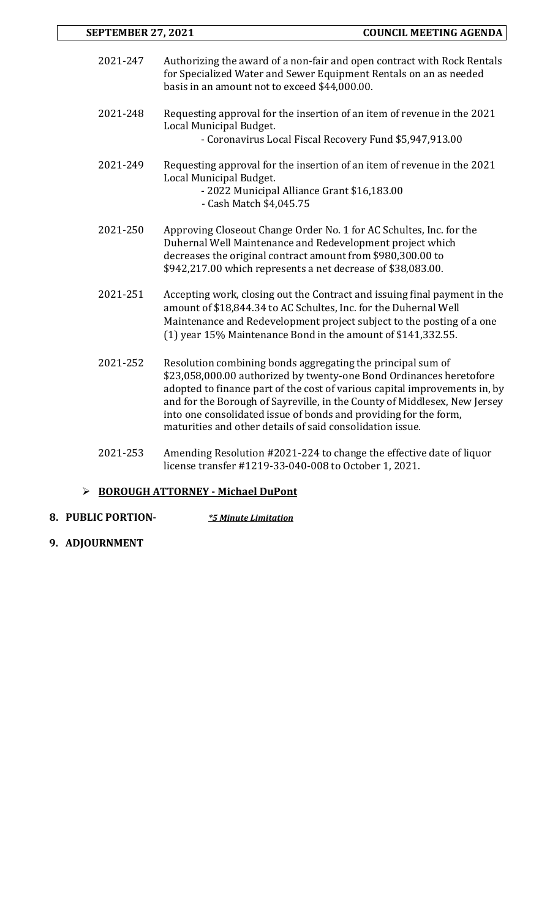2021-247 Authorizing the award of a non-fair and open contract with Rock Rentals for Specialized Water and Sewer Equipment Rentals on an as needed basis in an amount not to exceed $44,000.00.

2021-248 Requesting approval for the insertion of an item of revenue in the 2021 Local Municipal Budget.
- Coronavirus Local Fiscal Recovery Fund $5,947,913.00

2021-249 Requesting approval for the insertion of an item of revenue in the 2021 Local Municipal Budget.
- 2022 Municipal Alliance Grant $16,183.00
- Cash Match $4,045.75

2021-250 Approving Closeout Change Order No. 1 for AC Schultes, Inc. for the Duhernal Well Maintenance and Redevelopment project which decreases the original contract amount from $980,300.00 to $942,217.00 which represents a net decrease of $38,083.00.

2021-251 Accepting work, closing out the Contract and issuing final payment in the amount of $18,844.34 to AC Schultes, Inc. for the Duhernal Well Maintenance and Redevelopment project subject to the posting of a one (1) year 15% Maintenance Bond in the amount of $141,332.55.

2021-252 Resolution combining bonds aggregating the principal sum of $23,058,000.00 authorized by twenty-one Bond Ordinances heretofore adopted to finance part of the cost of various capital improvements in, by and for the Borough of Sayreville, in the County of Middlesex, New Jersey into one consolidated issue of bonds and providing for the form, maturities and other details of said consolidation issue.

2021-253 Amending Resolution #2021-224 to change the effective date of liquor license transfer #1219-33-040-008 to October 1, 2021.

- **BOROUGH ATTORNEY - Michael DuPont**

**8. PUBLIC PORTION-** ***5 Minute Limitation***

**9. ADJOURNMENT**